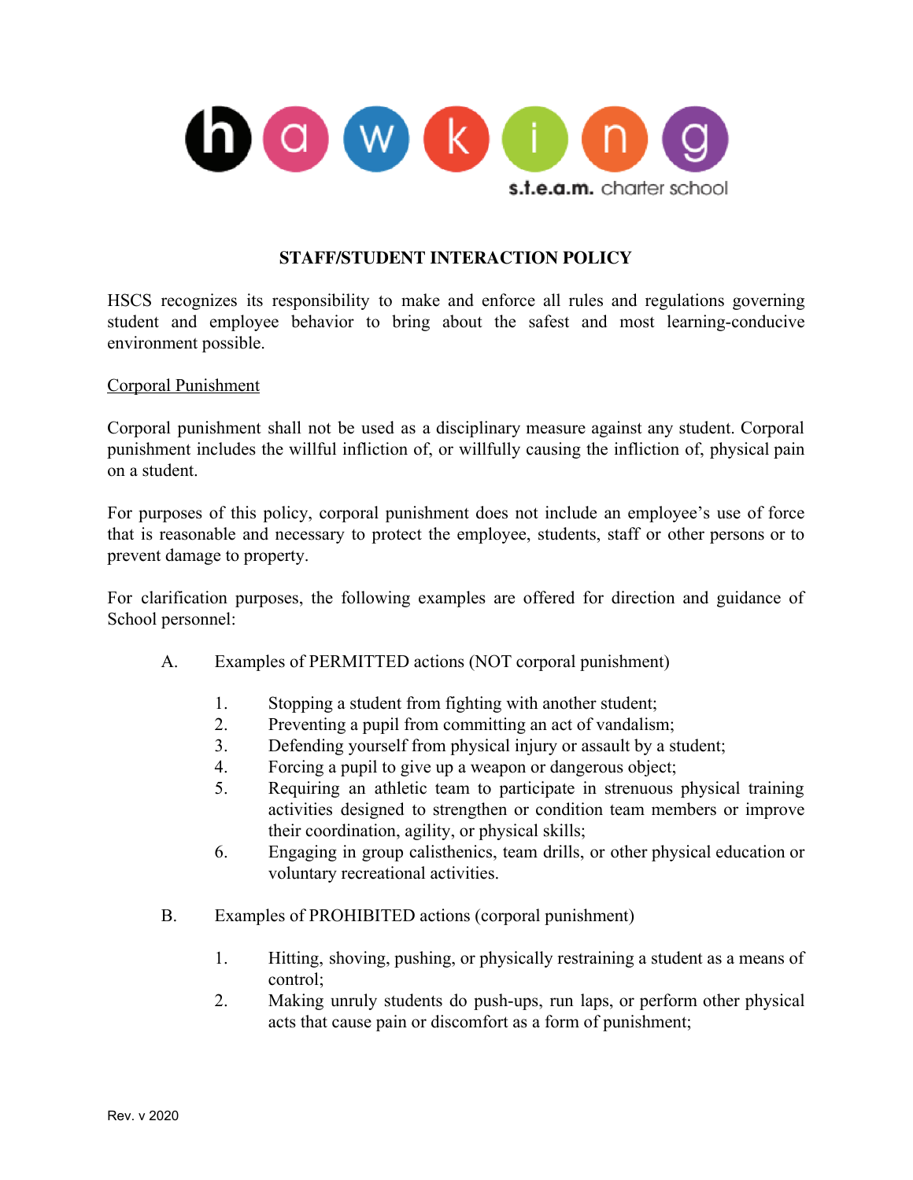hawking

s.t.e.a.m. charter school

# STAFF/STUDENT INTERACTION POLICY

HSCS recognizes its responsibility to make and enforce all rules and regulations governing student and employee behavior to bring about the safest and most learning-conducive environment possible.

## Corporal Punishment

Corporal punishment shall not be used as a disciplinary measure against any student. Corporal punishment includes the willful infliction of, or willfully causing the infliction of, physical pain on a student.

For purposes of this policy, corporal punishment does not include an employee's use of force that is reasonable and necessary to protect the employee, students, staff or other persons or to prevent damage to property.

For clarification purposes, the following examples are offered for direction and guidance of School personnel:

A. Examples of PERMITTED actions (NOT corporal punishment)

1. Stopping a student from fighting with another student;
2. Preventing a pupil from committing an act of vandalism;
3. Defending yourself from physical injury or assault by a student;
4. Forcing a pupil to give up a weapon or dangerous object;
5. Requiring an athletic team to participate in strenuous physical training activities designed to strengthen or condition team members or improve their coordination, agility, or physical skills;
6. Engaging in group calisthenics, team drills, or other physical education or voluntary recreational activities.

B. Examples of PROHIBITED actions (corporal punishment)

1. Hitting, shoving, pushing, or physically restraining a student as a means of control;
2. Making unruly students do push-ups, run laps, or perform other physical acts that cause pain or discomfort as a form of punishment;

Rev. v 2020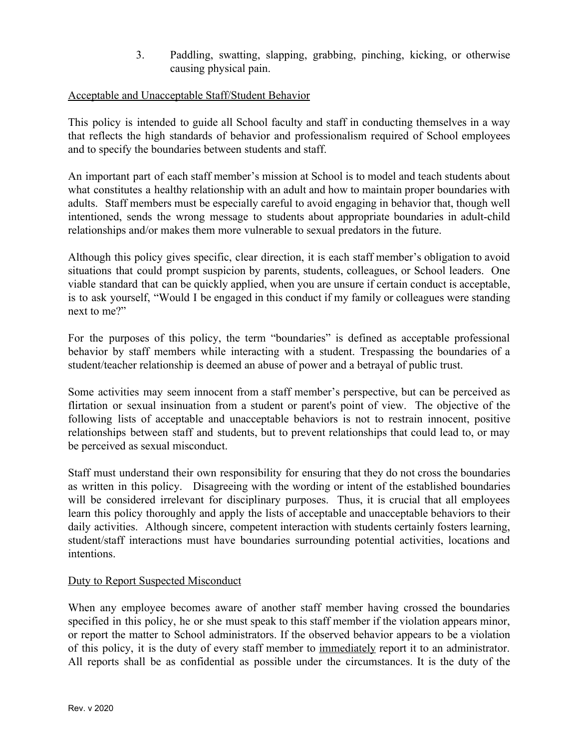3. Paddling, swatting, slapping, grabbing, pinching, kicking, or otherwise causing physical pain.

<u>Acceptable and Unacceptable Staff/Student Behavior</u>

This policy is intended to guide all School faculty and staff in conducting themselves in a way that reflects the high standards of behavior and professionalism required of School employees and to specify the boundaries between students and staff.

An important part of each staff member's mission at School is to model and teach students about what constitutes a healthy relationship with an adult and how to maintain proper boundaries with adults. Staff members must be especially careful to avoid engaging in behavior that, though well intentioned, sends the wrong message to students about appropriate boundaries in adult-child relationships and/or makes them more vulnerable to sexual predators in the future.

Although this policy gives specific, clear direction, it is each staff member's obligation to avoid situations that could prompt suspicion by parents, students, colleagues, or School leaders. One viable standard that can be quickly applied, when you are unsure if certain conduct is acceptable, is to ask yourself, "Would I be engaged in this conduct if my family or colleagues were standing next to me?"

For the purposes of this policy, the term "boundaries" is defined as acceptable professional behavior by staff members while interacting with a student. Trespassing the boundaries of a student/teacher relationship is deemed an abuse of power and a betrayal of public trust.

Some activities may seem innocent from a staff member's perspective, but can be perceived as flirtation or sexual insinuation from a student or parent's point of view. The objective of the following lists of acceptable and unacceptable behaviors is not to restrain innocent, positive relationships between staff and students, but to prevent relationships that could lead to, or may be perceived as sexual misconduct.

Staff must understand their own responsibility for ensuring that they do not cross the boundaries as written in this policy. Disagreeing with the wording or intent of the established boundaries will be considered irrelevant for disciplinary purposes. Thus, it is crucial that all employees learn this policy thoroughly and apply the lists of acceptable and unacceptable behaviors to their daily activities. Although sincere, competent interaction with students certainly fosters learning, student/staff interactions must have boundaries surrounding potential activities, locations and intentions.

<u>Duty to Report Suspected Misconduct</u>

When any employee becomes aware of another staff member having crossed the boundaries specified in this policy, he or she must speak to this staff member if the violation appears minor, or report the matter to School administrators. If the observed behavior appears to be a violation of this policy, it is the duty of every staff member to <u>immediately</u> report it to an administrator. All reports shall be as confidential as possible under the circumstances. It is the duty of the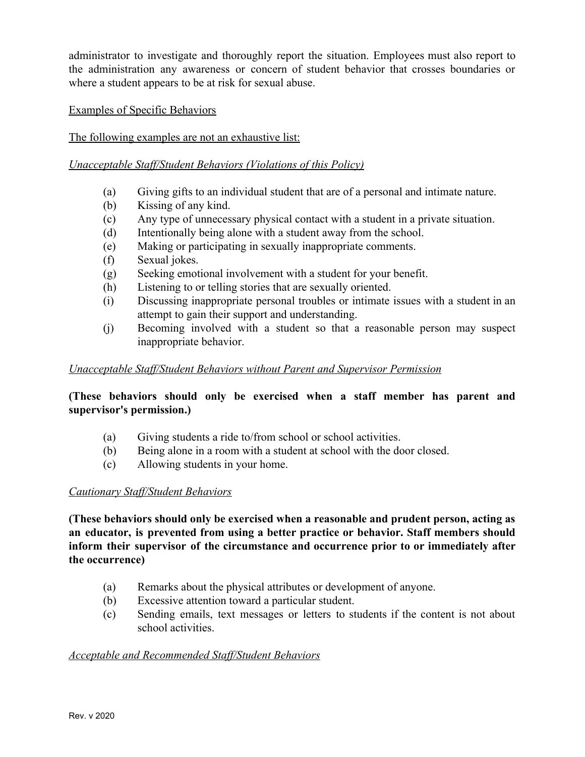administrator to investigate and thoroughly report the situation. Employees must also report to the administration any awareness or concern of student behavior that crosses boundaries or where a student appears to be at risk for sexual abuse.

Examples of Specific Behaviors

The following examples are not an exhaustive list:

*Unacceptable Staff/Student Behaviors (Violations of this Policy)*

(a) Giving gifts to an individual student that are of a personal and intimate nature.
(b) Kissing of any kind.
(c) Any type of unnecessary physical contact with a student in a private situation.
(d) Intentionally being alone with a student away from the school.
(e) Making or participating in sexually inappropriate comments.
(f) Sexual jokes.
(g) Seeking emotional involvement with a student for your benefit.
(h) Listening to or telling stories that are sexually oriented.
(i) Discussing inappropriate personal troubles or intimate issues with a student in an attempt to gain their support and understanding.
(j) Becoming involved with a student so that a reasonable person may suspect inappropriate behavior.

*Unacceptable Staff/Student Behaviors without Parent and Supervisor Permission*

**(These behaviors should only be exercised when a staff member has parent and supervisor's permission.)**

(a) Giving students a ride to/from school or school activities.
(b) Being alone in a room with a student at school with the door closed.
(c) Allowing students in your home.

*Cautionary Staff/Student Behaviors*

**(These behaviors should only be exercised when a reasonable and prudent person, acting as an educator, is prevented from using a better practice or behavior. Staff members should inform their supervisor of the circumstance and occurrence prior to or immediately after the occurrence)**

(a) Remarks about the physical attributes or development of anyone.
(b) Excessive attention toward a particular student.
(c) Sending emails, text messages or letters to students if the content is not about school activities.

*Acceptable and Recommended Staff/Student Behaviors*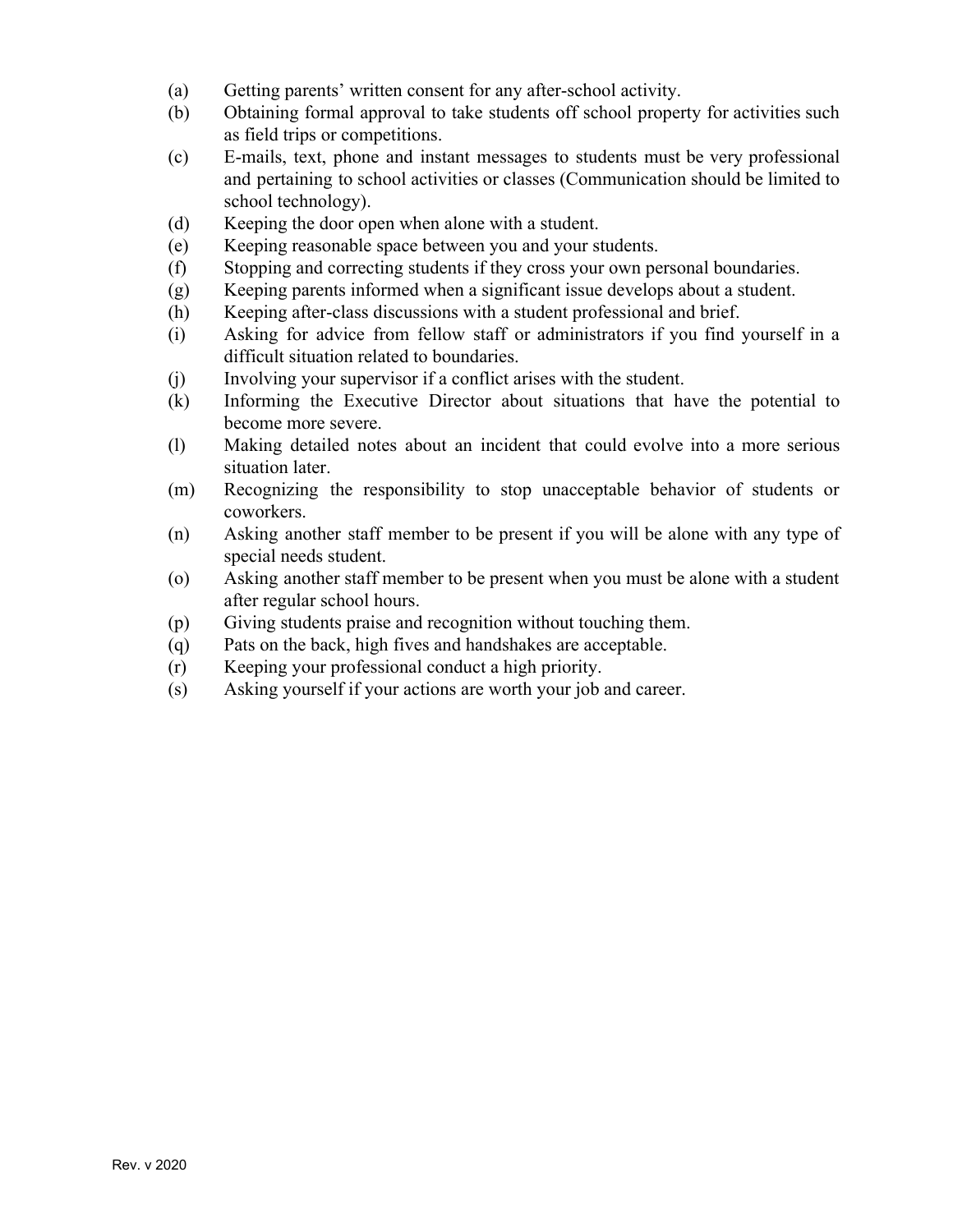(a) Getting parents' written consent for any after-school activity.

(b) Obtaining formal approval to take students off school property for activities such as field trips or competitions.

(c) E-mails, text, phone and instant messages to students must be very professional and pertaining to school activities or classes (Communication should be limited to school technology).

(d) Keeping the door open when alone with a student.

(e) Keeping reasonable space between you and your students.

(f) Stopping and correcting students if they cross your own personal boundaries.

(g) Keeping parents informed when a significant issue develops about a student.

(h) Keeping after-class discussions with a student professional and brief.

(i) Asking for advice from fellow staff or administrators if you find yourself in a difficult situation related to boundaries.

(j) Involving your supervisor if a conflict arises with the student.

(k) Informing the Executive Director about situations that have the potential to become more severe.

(l) Making detailed notes about an incident that could evolve into a more serious situation later.

(m) Recognizing the responsibility to stop unacceptable behavior of students or coworkers.

(n) Asking another staff member to be present if you will be alone with any type of special needs student.

(o) Asking another staff member to be present when you must be alone with a student after regular school hours.

(p) Giving students praise and recognition without touching them.

(q) Pats on the back, high fives and handshakes are acceptable.

(r) Keeping your professional conduct a high priority.

(s) Asking yourself if your actions are worth your job and career.